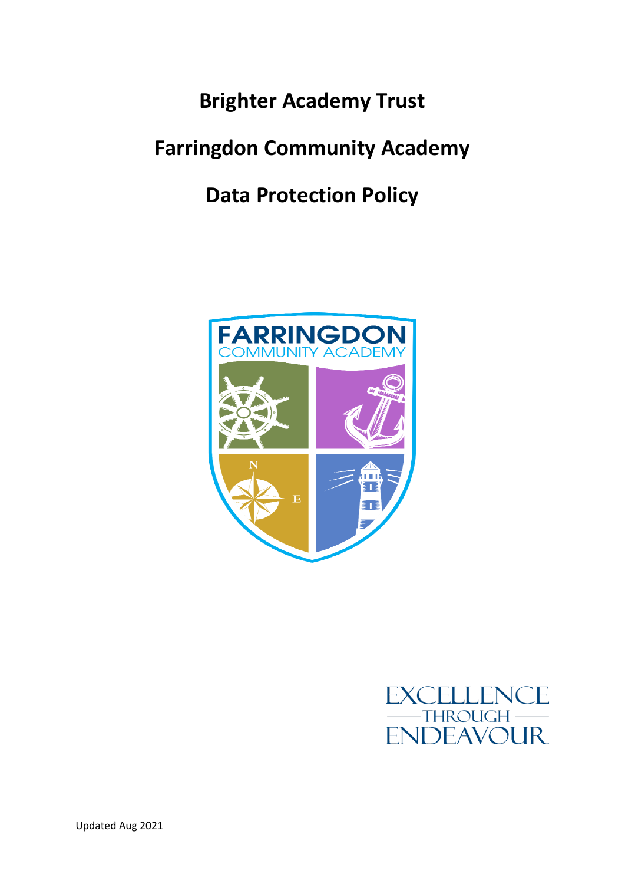# Brighter Academy Trust

# Farringdon Community Academy

# Data Protection Policy

EXCELLENCE THROUGH ENDEAVOUR

Updated Aug 2021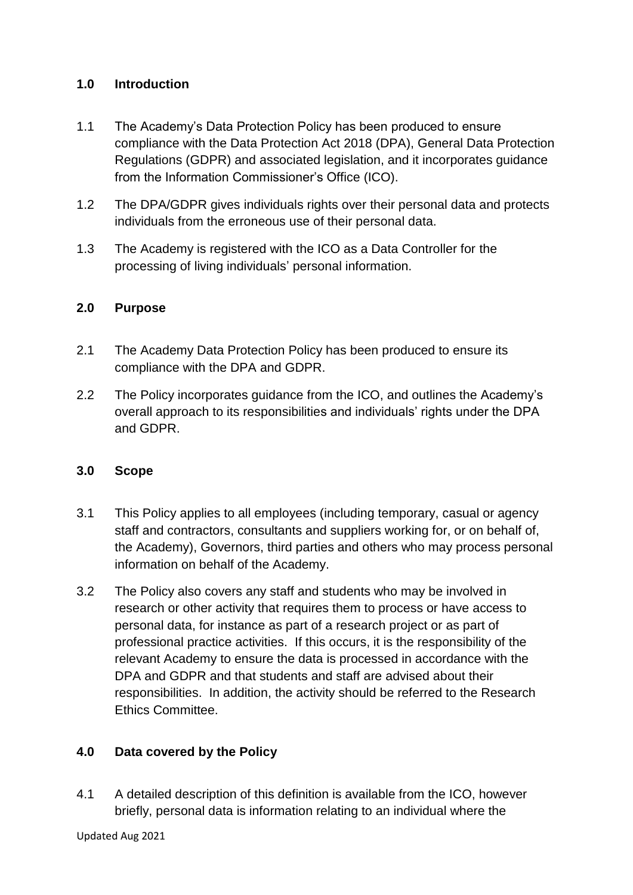## 1.0 Introduction

1.1 The Academy's Data Protection Policy has been produced to ensure compliance with the Data Protection Act 2018 (DPA), General Data Protection Regulations (GDPR) and associated legislation, and it incorporates guidance from the Information Commissioner's Office (ICO).

1.2 The DPA/GDPR gives individuals rights over their personal data and protects individuals from the erroneous use of their personal data.

1.3 The Academy is registered with the ICO as a Data Controller for the processing of living individuals' personal information.

## 2.0 Purpose

2.1 The Academy Data Protection Policy has been produced to ensure its compliance with the DPA and GDPR.

2.2 The Policy incorporates guidance from the ICO, and outlines the Academy's overall approach to its responsibilities and individuals' rights under the DPA and GDPR.

## 3.0 Scope

3.1 This Policy applies to all employees (including temporary, casual or agency staff and contractors, consultants and suppliers working for, or on behalf of, the Academy), Governors, third parties and others who may process personal information on behalf of the Academy.

3.2 The Policy also covers any staff and students who may be involved in research or other activity that requires them to process or have access to personal data, for instance as part of a research project or as part of professional practice activities. If this occurs, it is the responsibility of the relevant Academy to ensure the data is processed in accordance with the DPA and GDPR and that students and staff are advised about their responsibilities. In addition, the activity should be referred to the Research Ethics Committee.

## 4.0 Data covered by the Policy

4.1 A detailed description of this definition is available from the ICO, however briefly, personal data is information relating to an individual where the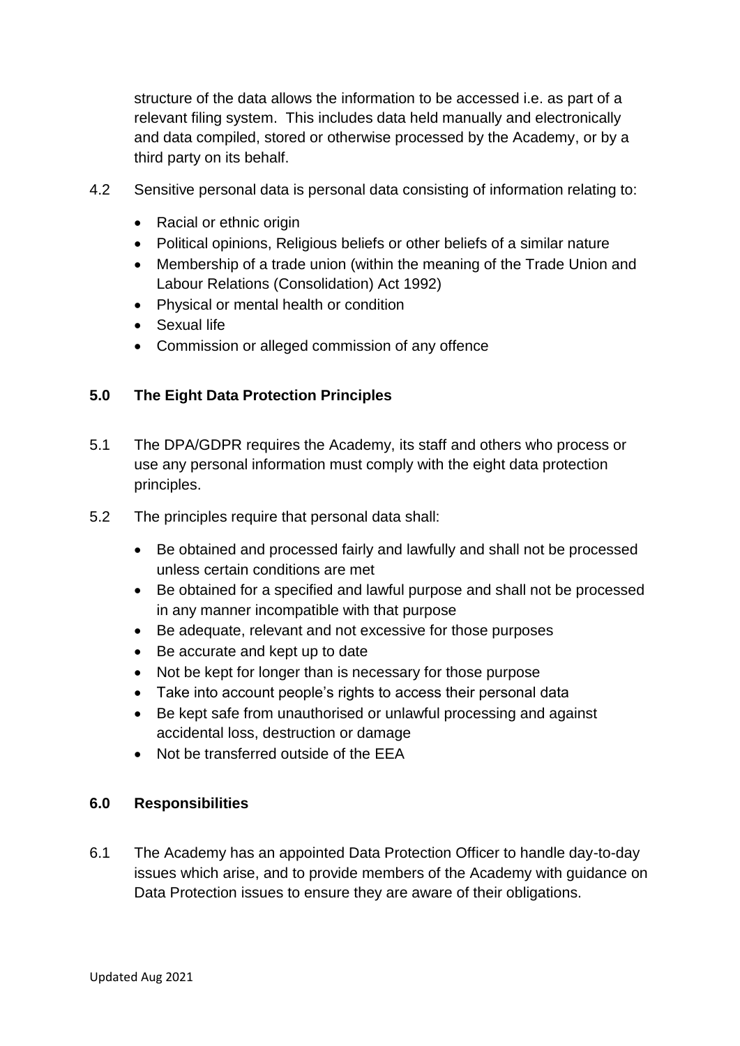structure of the data allows the information to be accessed i.e. as part of a relevant filing system. This includes data held manually and electronically and data compiled, stored or otherwise processed by the Academy, or by a third party on its behalf.

4.2 Sensitive personal data is personal data consisting of information relating to:

- Racial or ethnic origin
- Political opinions, Religious beliefs or other beliefs of a similar nature
- Membership of a trade union (within the meaning of the Trade Union and Labour Relations (Consolidation) Act 1992)
- Physical or mental health or condition
- Sexual life
- Commission or alleged commission of any offence

## 5.0 The Eight Data Protection Principles

5.1 The DPA/GDPR requires the Academy, its staff and others who process or use any personal information must comply with the eight data protection principles.

5.2 The principles require that personal data shall:

- Be obtained and processed fairly and lawfully and shall not be processed unless certain conditions are met
- Be obtained for a specified and lawful purpose and shall not be processed in any manner incompatible with that purpose
- Be adequate, relevant and not excessive for those purposes
- Be accurate and kept up to date
- Not be kept for longer than is necessary for those purpose
- Take into account people's rights to access their personal data
- Be kept safe from unauthorised or unlawful processing and against accidental loss, destruction or damage
- Not be transferred outside of the EEA

## 6.0 Responsibilities

6.1 The Academy has an appointed Data Protection Officer to handle day-to-day issues which arise, and to provide members of the Academy with guidance on Data Protection issues to ensure they are aware of their obligations.

Updated Aug 2021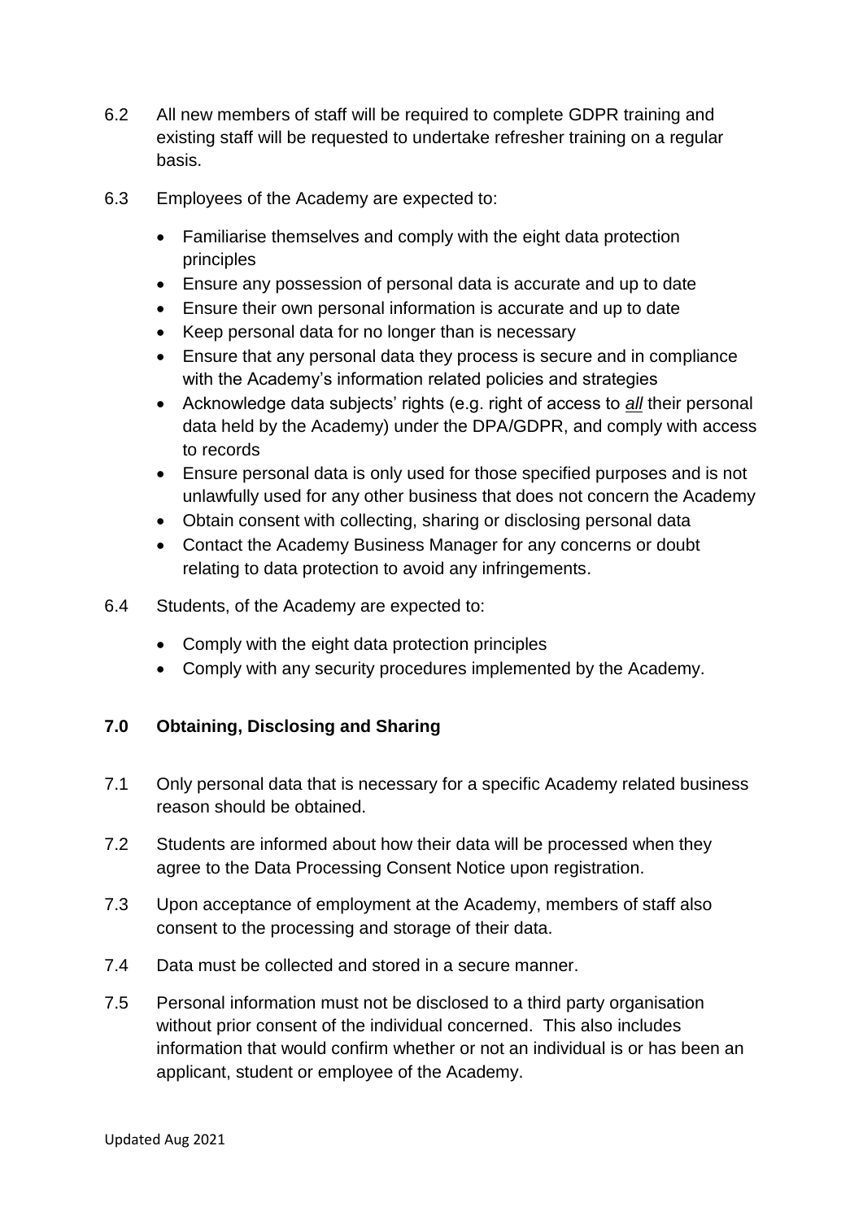6.2 All new members of staff will be required to complete GDPR training and existing staff will be requested to undertake refresher training on a regular basis.

6.3 Employees of the Academy are expected to:

- Familiarise themselves and comply with the eight data protection principles
- Ensure any possession of personal data is accurate and up to date
- Ensure their own personal information is accurate and up to date
- Keep personal data for no longer than is necessary
- Ensure that any personal data they process is secure and in compliance with the Academy's information related policies and strategies
- Acknowledge data subjects' rights (e.g. right of access to ***all*** their personal data held by the Academy) under the DPA/GDPR, and comply with access to records
- Ensure personal data is only used for those specified purposes and is not unlawfully used for any other business that does not concern the Academy
- Obtain consent with collecting, sharing or disclosing personal data
- Contact the Academy Business Manager for any concerns or doubt relating to data protection to avoid any infringements.

6.4 Students, of the Academy are expected to:

- Comply with the eight data protection principles
- Comply with any security procedures implemented by the Academy.

## 7.0 Obtaining, Disclosing and Sharing

7.1 Only personal data that is necessary for a specific Academy related business reason should be obtained.

7.2 Students are informed about how their data will be processed when they agree to the Data Processing Consent Notice upon registration.

7.3 Upon acceptance of employment at the Academy, members of staff also consent to the processing and storage of their data.

7.4 Data must be collected and stored in a secure manner.

7.5 Personal information must not be disclosed to a third party organisation without prior consent of the individual concerned. This also includes information that would confirm whether or not an individual is or has been an applicant, student or employee of the Academy.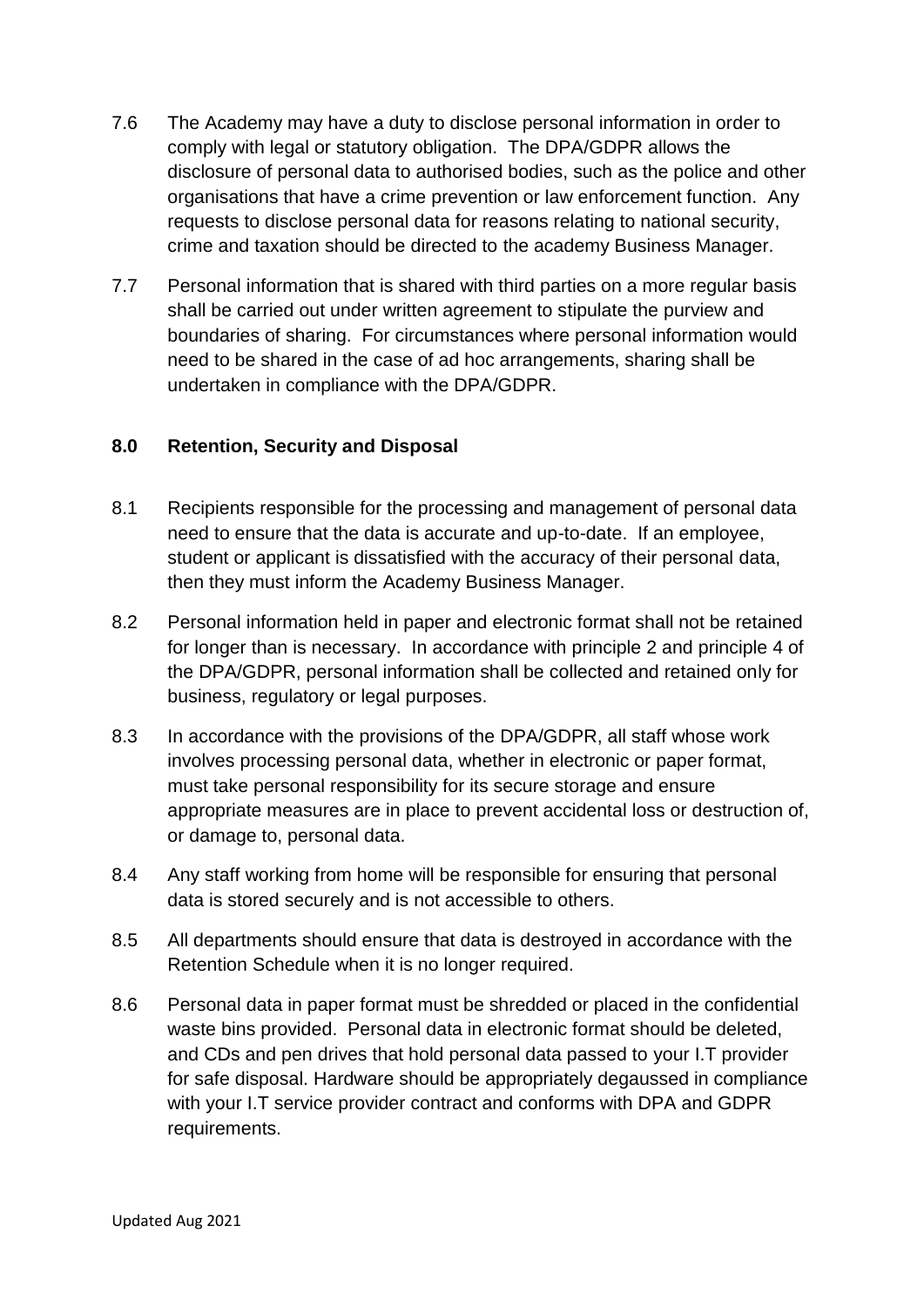7.6 The Academy may have a duty to disclose personal information in order to comply with legal or statutory obligation. The DPA/GDPR allows the disclosure of personal data to authorised bodies, such as the police and other organisations that have a crime prevention or law enforcement function. Any requests to disclose personal data for reasons relating to national security, crime and taxation should be directed to the academy Business Manager.

7.7 Personal information that is shared with third parties on a more regular basis shall be carried out under written agreement to stipulate the purview and boundaries of sharing. For circumstances where personal information would need to be shared in the case of ad hoc arrangements, sharing shall be undertaken in compliance with the DPA/GDPR.

## 8.0 Retention, Security and Disposal

8.1 Recipients responsible for the processing and management of personal data need to ensure that the data is accurate and up-to-date. If an employee, student or applicant is dissatisfied with the accuracy of their personal data, then they must inform the Academy Business Manager.

8.2 Personal information held in paper and electronic format shall not be retained for longer than is necessary. In accordance with principle 2 and principle 4 of the DPA/GDPR, personal information shall be collected and retained only for business, regulatory or legal purposes.

8.3 In accordance with the provisions of the DPA/GDPR, all staff whose work involves processing personal data, whether in electronic or paper format, must take personal responsibility for its secure storage and ensure appropriate measures are in place to prevent accidental loss or destruction of, or damage to, personal data.

8.4 Any staff working from home will be responsible for ensuring that personal data is stored securely and is not accessible to others.

8.5 All departments should ensure that data is destroyed in accordance with the Retention Schedule when it is no longer required.

8.6 Personal data in paper format must be shredded or placed in the confidential waste bins provided. Personal data in electronic format should be deleted, and CDs and pen drives that hold personal data passed to your I.T provider for safe disposal. Hardware should be appropriately degaussed in compliance with your I.T service provider contract and conforms with DPA and GDPR requirements.

Updated Aug 2021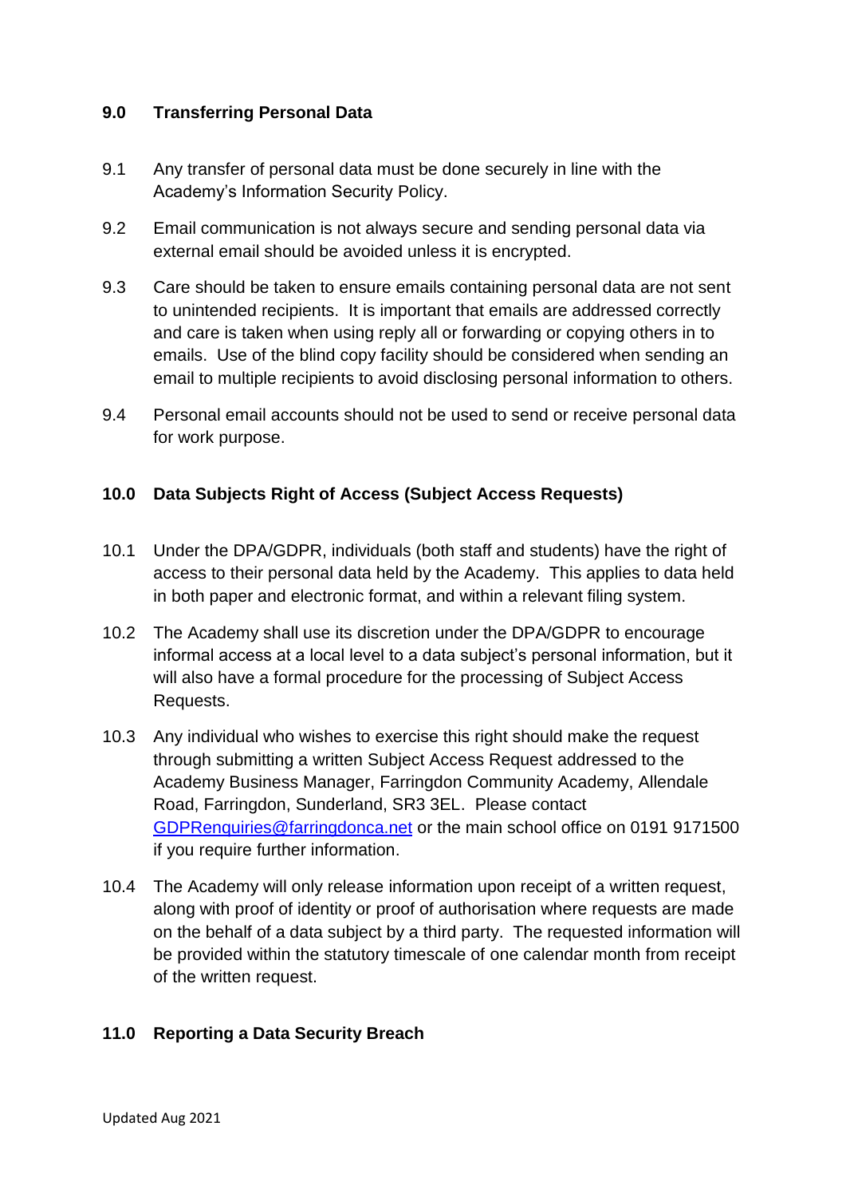## 9.0 Transferring Personal Data

9.1 Any transfer of personal data must be done securely in line with the Academy's Information Security Policy.

9.2 Email communication is not always secure and sending personal data via external email should be avoided unless it is encrypted.

9.3 Care should be taken to ensure emails containing personal data are not sent to unintended recipients. It is important that emails are addressed correctly and care is taken when using reply all or forwarding or copying others in to emails. Use of the blind copy facility should be considered when sending an email to multiple recipients to avoid disclosing personal information to others.

9.4 Personal email accounts should not be used to send or receive personal data for work purpose.

## 10.0 Data Subjects Right of Access (Subject Access Requests)

10.1 Under the DPA/GDPR, individuals (both staff and students) have the right of access to their personal data held by the Academy. This applies to data held in both paper and electronic format, and within a relevant filing system.

10.2 The Academy shall use its discretion under the DPA/GDPR to encourage informal access at a local level to a data subject's personal information, but it will also have a formal procedure for the processing of Subject Access Requests.

10.3 Any individual who wishes to exercise this right should make the request through submitting a written Subject Access Request addressed to the Academy Business Manager, Farringdon Community Academy, Allendale Road, Farringdon, Sunderland, SR3 3EL. Please contact GDPRenquiries@farringdonca.net or the main school office on 0191 9171500 if you require further information.

10.4 The Academy will only release information upon receipt of a written request, along with proof of identity or proof of authorisation where requests are made on the behalf of a data subject by a third party. The requested information will be provided within the statutory timescale of one calendar month from receipt of the written request.

## 11.0 Reporting a Data Security Breach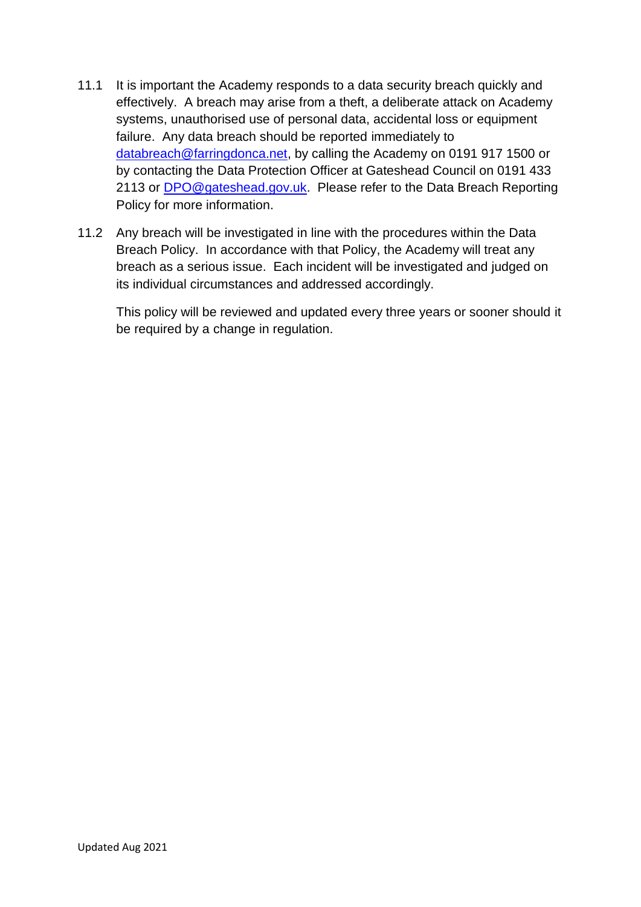11.1 It is important the Academy responds to a data security breach quickly and effectively. A breach may arise from a theft, a deliberate attack on Academy systems, unauthorised use of personal data, accidental loss or equipment failure. Any data breach should be reported immediately to databreach@farringdonca.net, by calling the Academy on 0191 917 1500 or by contacting the Data Protection Officer at Gateshead Council on 0191 433 2113 or DPO@gateshead.gov.uk. Please refer to the Data Breach Reporting Policy for more information.

11.2 Any breach will be investigated in line with the procedures within the Data Breach Policy. In accordance with that Policy, the Academy will treat any breach as a serious issue. Each incident will be investigated and judged on its individual circumstances and addressed accordingly.

This policy will be reviewed and updated every three years or sooner should it be required by a change in regulation.

Updated Aug 2021